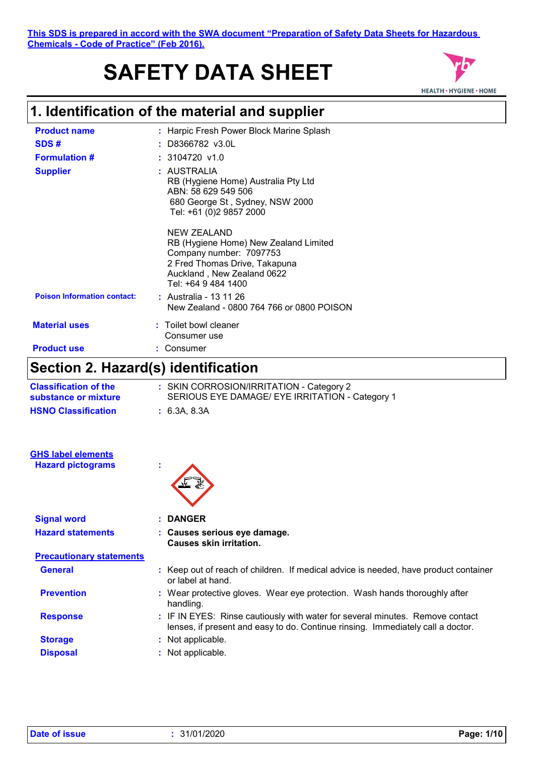This SDS is prepared in accord with the SWA document "Preparation of Safety Data Sheets for Hazardous Chemicals - Code of Practice" (Feb 2016).

# SAFETY DATA SHEET

## 1. Identification of the material and supplier

**Product name** : Harpic Fresh Power Block Marine Splash

**SDS #** : D8366782 v3.0L

**Formulation #** : 3104720 v1.0

**Supplier** : AUSTRALIA
RB (Hygiene Home) Australia Pty Ltd
ABN: 58 629 549 506
680 George St , Sydney, NSW 2000
Tel: +61 (0)2 9857 2000

NEW ZEALAND
RB (Hygiene Home) New Zealand Limited
Company number: 7097753
2 Fred Thomas Drive, Takapuna
Auckland , New Zealand 0622
Tel: +64 9 484 1400

**Poison Information contact:** : Australia - 13 11 26
New Zealand - 0800 764 766 or 0800 POISON

**Material uses** : Toilet bowl cleaner
Consumer use

**Product use** : Consumer

## Section 2. Hazard(s) identification

**Classification of the substance or mixture** : SKIN CORROSION/IRRITATION - Category 2
SERIOUS EYE DAMAGE/ EYE IRRITATION - Category 1

**HSNO Classification** : 6.3A, 8.3A

**GHS label elements**

**Hazard pictograms** :

**Signal word** : **DANGER**

**Hazard statements** : **Causes serious eye damage.**
**Causes skin irritation.**

**Precautionary statements**

**General** : Keep out of reach of children. If medical advice is needed, have product container or label at hand.

**Prevention** : Wear protective gloves. Wear eye protection. Wash hands thoroughly after handling.

**Response** : IF IN EYES: Rinse cautiously with water for several minutes. Remove contact lenses, if present and easy to do. Continue rinsing. Immediately call a doctor.

**Storage** : Not applicable.

**Disposal** : Not applicable.

**Date of issue** : 31/01/2020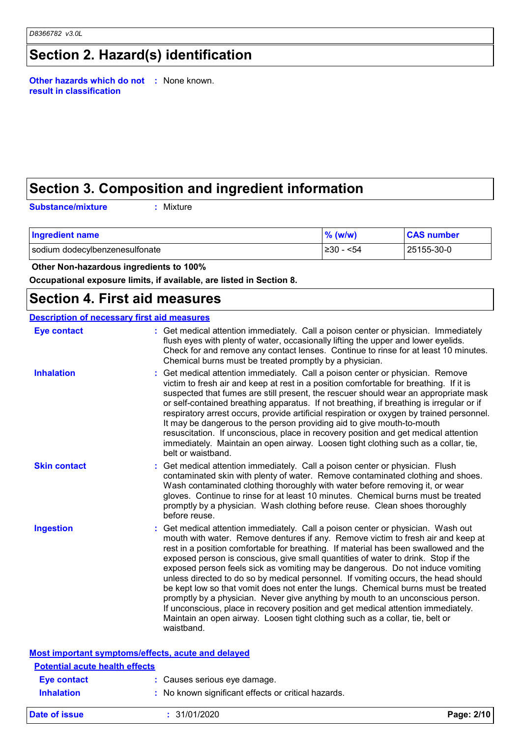## Section 2. Hazard(s) identification

**Other hazards which do not result in classification** : None known.

## Section 3. Composition and ingredient information

**Substance/mixture** : Mixture

| Ingredient name | % (w/w) | CAS number |
| --- | --- | --- |
| sodium dodecylbenzenesulfonate | ≥30 - <54 | 25155-30-0 |

**Other Non-hazardous ingredients to 100%**

**Occupational exposure limits, if available, are listed in Section 8.**

## Section 4. First aid measures

**Description of necessary first aid measures**

**Eye contact** : Get medical attention immediately. Call a poison center or physician. Immediately flush eyes with plenty of water, occasionally lifting the upper and lower eyelids. Check for and remove any contact lenses. Continue to rinse for at least 10 minutes. Chemical burns must be treated promptly by a physician.

**Inhalation** : Get medical attention immediately. Call a poison center or physician. Remove victim to fresh air and keep at rest in a position comfortable for breathing. If it is suspected that fumes are still present, the rescuer should wear an appropriate mask or self-contained breathing apparatus. If not breathing, if breathing is irregular or if respiratory arrest occurs, provide artificial respiration or oxygen by trained personnel. It may be dangerous to the person providing aid to give mouth-to-mouth resuscitation. If unconscious, place in recovery position and get medical attention immediately. Maintain an open airway. Loosen tight clothing such as a collar, tie, belt or waistband.

**Skin contact** : Get medical attention immediately. Call a poison center or physician. Flush contaminated skin with plenty of water. Remove contaminated clothing and shoes. Wash contaminated clothing thoroughly with water before removing it, or wear gloves. Continue to rinse for at least 10 minutes. Chemical burns must be treated promptly by a physician. Wash clothing before reuse. Clean shoes thoroughly before reuse.

**Ingestion** : Get medical attention immediately. Call a poison center or physician. Wash out mouth with water. Remove dentures if any. Remove victim to fresh air and keep at rest in a position comfortable for breathing. If material has been swallowed and the exposed person is conscious, give small quantities of water to drink. Stop if the exposed person feels sick as vomiting may be dangerous. Do not induce vomiting unless directed to do so by medical personnel. If vomiting occurs, the head should be kept low so that vomit does not enter the lungs. Chemical burns must be treated promptly by a physician. Never give anything by mouth to an unconscious person. If unconscious, place in recovery position and get medical attention immediately. Maintain an open airway. Loosen tight clothing such as a collar, tie, belt or waistband.

**Most important symptoms/effects, acute and delayed**

**Potential acute health effects**

**Eye contact** : Causes serious eye damage.

**Inhalation** : No known significant effects or critical hazards.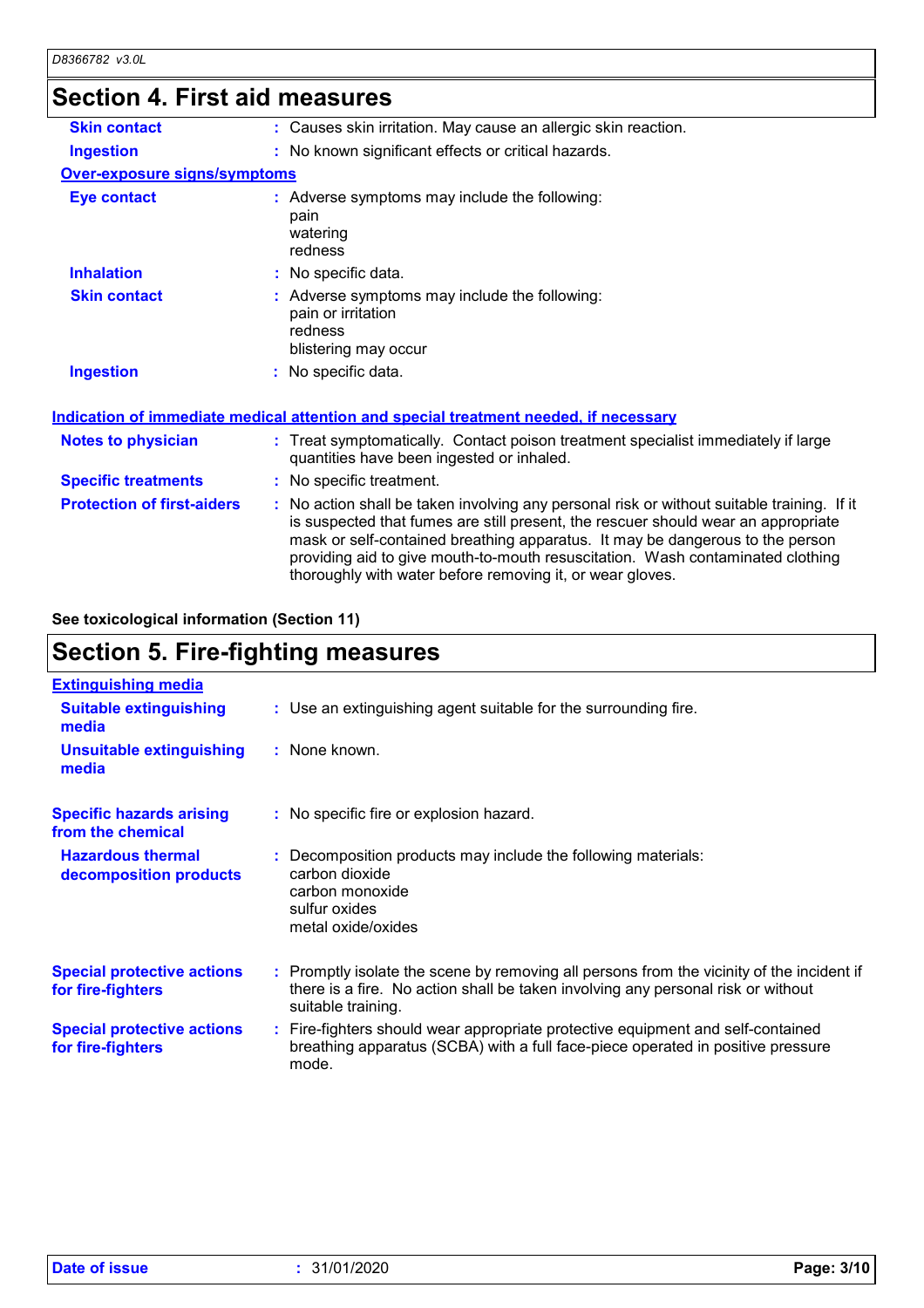## Section 4. First aid measures

| | |
|---|---|
| **Skin contact** | : Causes skin irritation. May cause an allergic skin reaction. |
| **Ingestion** | : No known significant effects or critical hazards. |

**Over-exposure signs/symptoms**

| | |
|---|---|
| **Eye contact** | : Adverse symptoms may include the following:<br>pain<br>watering<br>redness |
| **Inhalation** | : No specific data. |
| **Skin contact** | : Adverse symptoms may include the following:<br>pain or irritation<br>redness<br>blistering may occur |
| **Ingestion** | : No specific data. |

**Indication of immediate medical attention and special treatment needed, if necessary**

| | |
|---|---|
| **Notes to physician** | : Treat symptomatically. Contact poison treatment specialist immediately if large quantities have been ingested or inhaled. |
| **Specific treatments** | : No specific treatment. |
| **Protection of first-aiders** | : No action shall be taken involving any personal risk or without suitable training. If it is suspected that fumes are still present, the rescuer should wear an appropriate mask or self-contained breathing apparatus. It may be dangerous to the person providing aid to give mouth-to-mouth resuscitation. Wash contaminated clothing thoroughly with water before removing it, or wear gloves. |

**See toxicological information (Section 11)**

## Section 5. Fire-fighting measures

**Extinguishing media**

| | |
|---|---|
| **Suitable extinguishing media** | : Use an extinguishing agent suitable for the surrounding fire. |
| **Unsuitable extinguishing media** | : None known. |
| **Specific hazards arising from the chemical** | : No specific fire or explosion hazard. |
| **Hazardous thermal decomposition products** | : Decomposition products may include the following materials:<br>carbon dioxide<br>carbon monoxide<br>sulfur oxides<br>metal oxide/oxides |
| **Special protective actions for fire-fighters** | : Promptly isolate the scene by removing all persons from the vicinity of the incident if there is a fire. No action shall be taken involving any personal risk or without suitable training. |
| **Special protective actions for fire-fighters** | : Fire-fighters should wear appropriate protective equipment and self-contained breathing apparatus (SCBA) with a full face-piece operated in positive pressure mode. |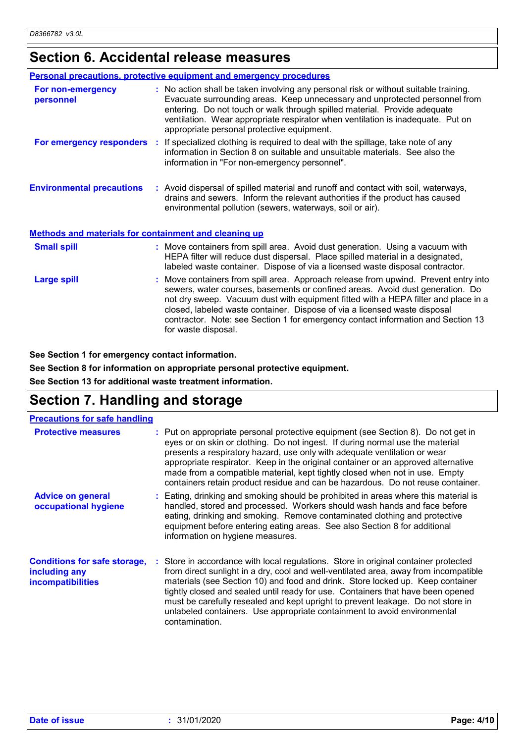## Section 6. Accidental release measures

### Personal precautions, protective equipment and emergency procedures

**For non-emergency personnel** : No action shall be taken involving any personal risk or without suitable training. Evacuate surrounding areas. Keep unnecessary and unprotected personnel from entering. Do not touch or walk through spilled material. Provide adequate ventilation. Wear appropriate respirator when ventilation is inadequate. Put on appropriate personal protective equipment.

**For emergency responders** : If specialized clothing is required to deal with the spillage, take note of any information in Section 8 on suitable and unsuitable materials. See also the information in "For non-emergency personnel".

**Environmental precautions** : Avoid dispersal of spilled material and runoff and contact with soil, waterways, drains and sewers. Inform the relevant authorities if the product has caused environmental pollution (sewers, waterways, soil or air).

### Methods and materials for containment and cleaning up

**Small spill** : Move containers from spill area. Avoid dust generation. Using a vacuum with HEPA filter will reduce dust dispersal. Place spilled material in a designated, labeled waste container. Dispose of via a licensed waste disposal contractor.

**Large spill** : Move containers from spill area. Approach release from upwind. Prevent entry into sewers, water courses, basements or confined areas. Avoid dust generation. Do not dry sweep. Vacuum dust with equipment fitted with a HEPA filter and place in a closed, labeled waste container. Dispose of via a licensed waste disposal contractor. Note: see Section 1 for emergency contact information and Section 13 for waste disposal.

**See Section 1 for emergency contact information.**

**See Section 8 for information on appropriate personal protective equipment.**

**See Section 13 for additional waste treatment information.**

## Section 7. Handling and storage

### Precautions for safe handling

**Protective measures** : Put on appropriate personal protective equipment (see Section 8). Do not get in eyes or on skin or clothing. Do not ingest. If during normal use the material presents a respiratory hazard, use only with adequate ventilation or wear appropriate respirator. Keep in the original container or an approved alternative made from a compatible material, kept tightly closed when not in use. Empty containers retain product residue and can be hazardous. Do not reuse container.

**Advice on general occupational hygiene** : Eating, drinking and smoking should be prohibited in areas where this material is handled, stored and processed. Workers should wash hands and face before eating, drinking and smoking. Remove contaminated clothing and protective equipment before entering eating areas. See also Section 8 for additional information on hygiene measures.

**Conditions for safe storage, including any incompatibilities** : Store in accordance with local regulations. Store in original container protected from direct sunlight in a dry, cool and well-ventilated area, away from incompatible materials (see Section 10) and food and drink. Store locked up. Keep container tightly closed and sealed until ready for use. Containers that have been opened must be carefully resealed and kept upright to prevent leakage. Do not store in unlabeled containers. Use appropriate containment to avoid environmental contamination.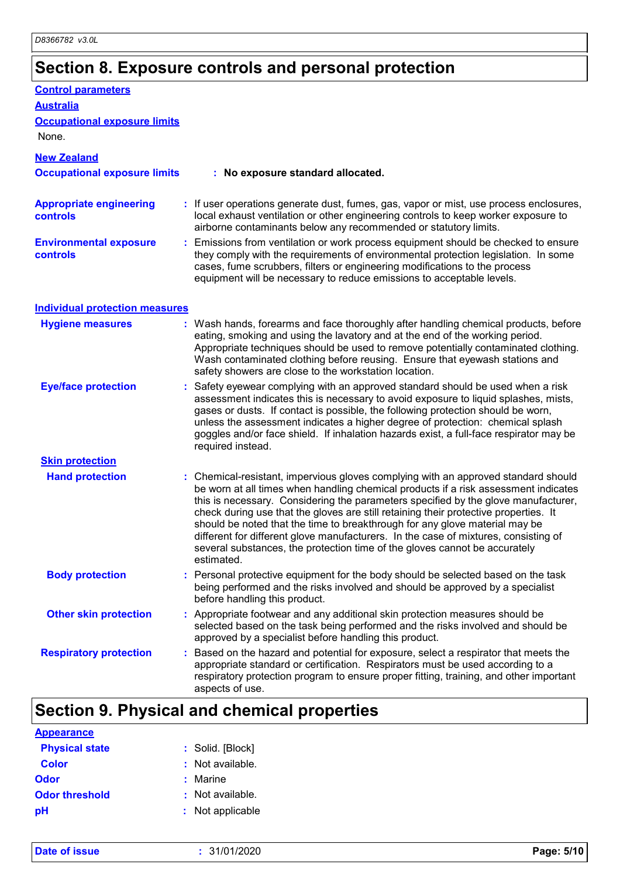## Section 8. Exposure controls and personal protection

**Control parameters**

**Australia**

**Occupational exposure limits**

None.

**New Zealand**

**Occupational exposure limits** : **No exposure standard allocated.**

**Appropriate engineering controls** : If user operations generate dust, fumes, gas, vapor or mist, use process enclosures, local exhaust ventilation or other engineering controls to keep worker exposure to airborne contaminants below any recommended or statutory limits.

**Environmental exposure controls** : Emissions from ventilation or work process equipment should be checked to ensure they comply with the requirements of environmental protection legislation. In some cases, fume scrubbers, filters or engineering modifications to the process equipment will be necessary to reduce emissions to acceptable levels.

**Individual protection measures**

**Hygiene measures** : Wash hands, forearms and face thoroughly after handling chemical products, before eating, smoking and using the lavatory and at the end of the working period. Appropriate techniques should be used to remove potentially contaminated clothing. Wash contaminated clothing before reusing. Ensure that eyewash stations and safety showers are close to the workstation location.

**Eye/face protection** : Safety eyewear complying with an approved standard should be used when a risk assessment indicates this is necessary to avoid exposure to liquid splashes, mists, gases or dusts. If contact is possible, the following protection should be worn, unless the assessment indicates a higher degree of protection: chemical splash goggles and/or face shield. If inhalation hazards exist, a full-face respirator may be required instead.

**Skin protection**

**Hand protection** : Chemical-resistant, impervious gloves complying with an approved standard should be worn at all times when handling chemical products if a risk assessment indicates this is necessary. Considering the parameters specified by the glove manufacturer, check during use that the gloves are still retaining their protective properties. It should be noted that the time to breakthrough for any glove material may be different for different glove manufacturers. In the case of mixtures, consisting of several substances, the protection time of the gloves cannot be accurately estimated.

**Body protection** : Personal protective equipment for the body should be selected based on the task being performed and the risks involved and should be approved by a specialist before handling this product.

**Other skin protection** : Appropriate footwear and any additional skin protection measures should be selected based on the task being performed and the risks involved and should be approved by a specialist before handling this product.

**Respiratory protection** : Based on the hazard and potential for exposure, select a respirator that meets the appropriate standard or certification. Respirators must be used according to a respiratory protection program to ensure proper fitting, training, and other important aspects of use.

## Section 9. Physical and chemical properties

**Appearance**

**Physical state** : Solid. [Block]

**Color** : Not available.

**Odor** : Marine

**Odor threshold** : Not available.

**pH** : Not applicable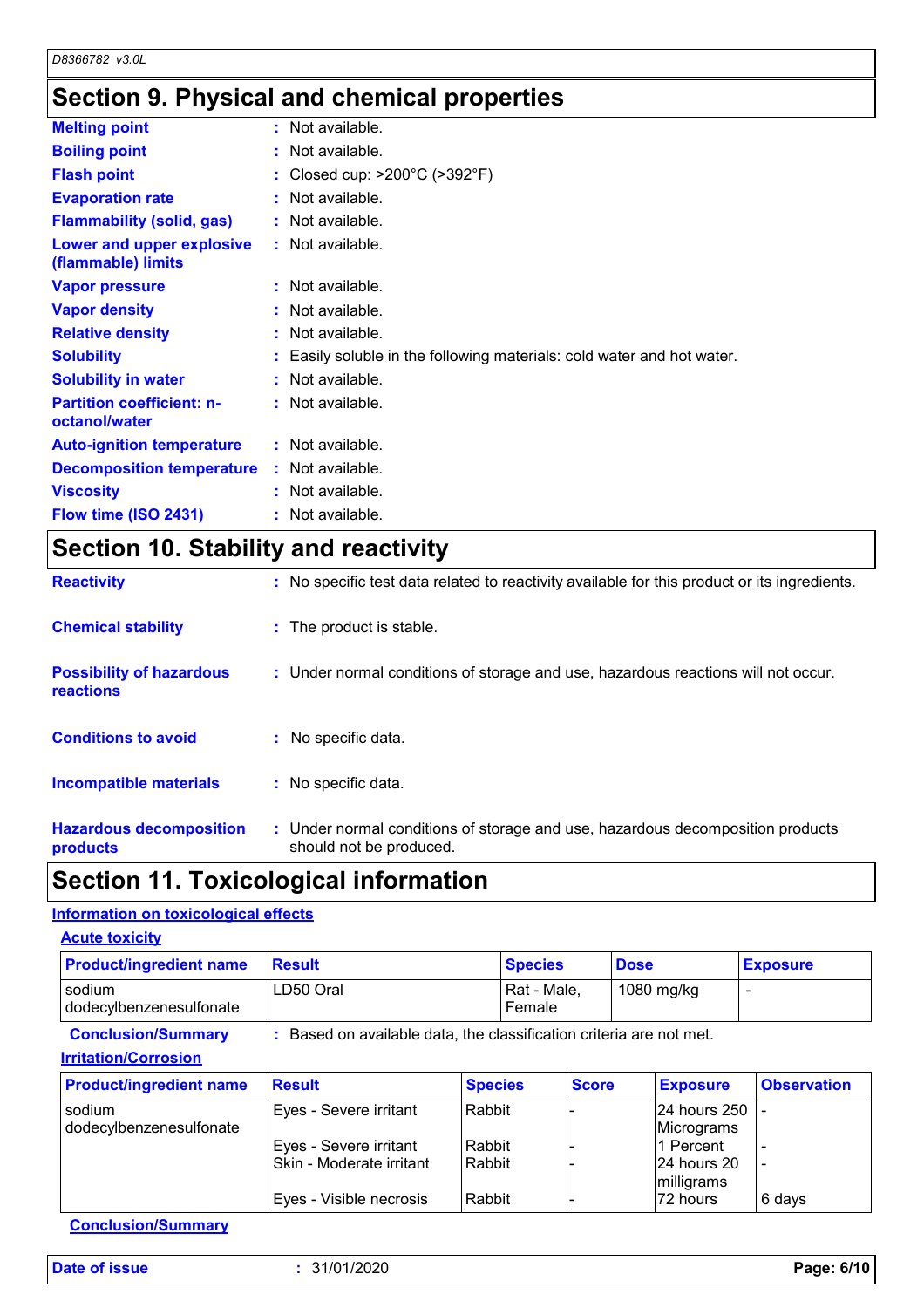## Section 9. Physical and chemical properties

| | | |
|---|---|---|
| **Melting point** | : | Not available. |
| **Boiling point** | : | Not available. |
| **Flash point** | : | Closed cup: >200°C (>392°F) |
| **Evaporation rate** | : | Not available. |
| **Flammability (solid, gas)** | : | Not available. |
| **Lower and upper explosive (flammable) limits** | : | Not available. |
| **Vapor pressure** | : | Not available. |
| **Vapor density** | : | Not available. |
| **Relative density** | : | Not available. |
| **Solubility** | : | Easily soluble in the following materials: cold water and hot water. |
| **Solubility in water** | : | Not available. |
| **Partition coefficient: n-octanol/water** | : | Not available. |
| **Auto-ignition temperature** | : | Not available. |
| **Decomposition temperature** | : | Not available. |
| **Viscosity** | : | Not available. |
| **Flow time (ISO 2431)** | : | Not available. |

## Section 10. Stability and reactivity

| | | |
|---|---|---|
| **Reactivity** | : | No specific test data related to reactivity available for this product or its ingredients. |
| **Chemical stability** | : | The product is stable. |
| **Possibility of hazardous reactions** | : | Under normal conditions of storage and use, hazardous reactions will not occur. |
| **Conditions to avoid** | : | No specific data. |
| **Incompatible materials** | : | No specific data. |
| **Hazardous decomposition products** | : | Under normal conditions of storage and use, hazardous decomposition products should not be produced. |

## Section 11. Toxicological information

### Information on toxicological effects

#### Acute toxicity

| Product/ingredient name | Result | Species | Dose | Exposure |
|---|---|---|---|---|
| sodium dodecylbenzenesulfonate | LD50 Oral | Rat - Male, Female | 1080 mg/kg | - |

**Conclusion/Summary** : Based on available data, the classification criteria are not met.

#### Irritation/Corrosion

| Product/ingredient name | Result | Species | Score | Exposure | Observation |
|---|---|---|---|---|---|
| sodium dodecylbenzenesulfonate | Eyes - Severe irritant | Rabbit | - | 24 hours 250 Micrograms | - |
| | Eyes - Severe irritant | Rabbit | - | 1 Percent | - |
| | Skin - Moderate irritant | Rabbit | - | 24 hours 20 milligrams | - |
| | Eyes - Visible necrosis | Rabbit | - | 72 hours | 6 days |

**Conclusion/Summary**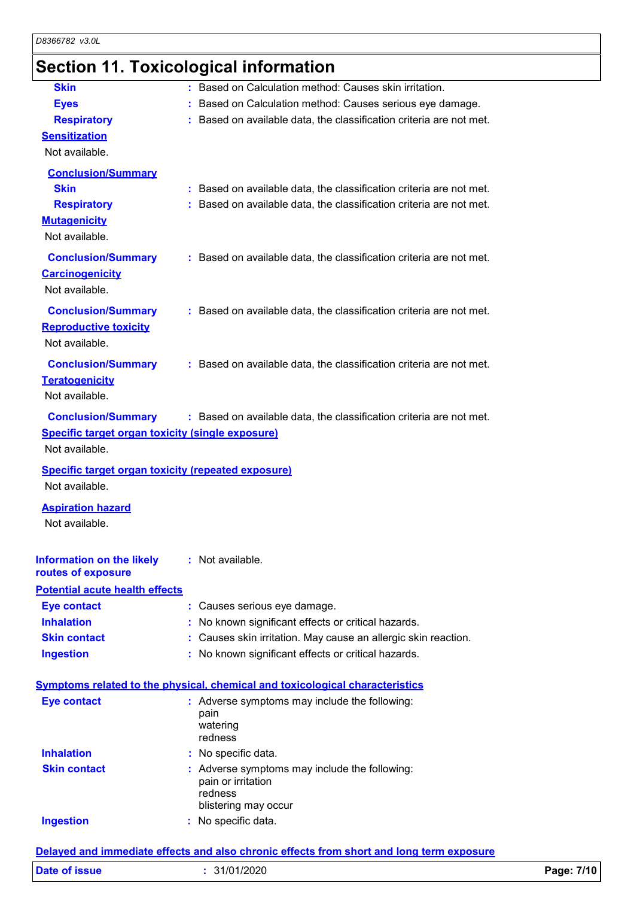## Section 11. Toxicological information

**Skin** : Based on Calculation method: Causes skin irritation.

**Eyes** : Based on Calculation method: Causes serious eye damage.

**Respiratory** : Based on available data, the classification criteria are not met.

**Sensitization**

Not available.

**Conclusion/Summary**

**Skin** : Based on available data, the classification criteria are not met.

**Respiratory** : Based on available data, the classification criteria are not met.

**Mutagenicity**

Not available.

**Conclusion/Summary** : Based on available data, the classification criteria are not met.

**Carcinogenicity**

Not available.

**Conclusion/Summary** : Based on available data, the classification criteria are not met.

**Reproductive toxicity**

Not available.

**Conclusion/Summary** : Based on available data, the classification criteria are not met.

**Teratogenicity**

Not available.

**Conclusion/Summary** : Based on available data, the classification criteria are not met.

**Specific target organ toxicity (single exposure)**

Not available.

**Specific target organ toxicity (repeated exposure)**

Not available.

**Aspiration hazard**

Not available.

**Information on the likely routes of exposure** : Not available.

**Potential acute health effects**

**Eye contact** : Causes serious eye damage.

**Inhalation** : No known significant effects or critical hazards.

**Skin contact** : Causes skin irritation. May cause an allergic skin reaction.

**Ingestion** : No known significant effects or critical hazards.

**Symptoms related to the physical, chemical and toxicological characteristics**

**Eye contact** : Adverse symptoms may include the following:
pain
watering
redness

**Inhalation** : No specific data.

**Skin contact** : Adverse symptoms may include the following:
pain or irritation
redness
blistering may occur

**Ingestion** : No specific data.

**Delayed and immediate effects and also chronic effects from short and long term exposure**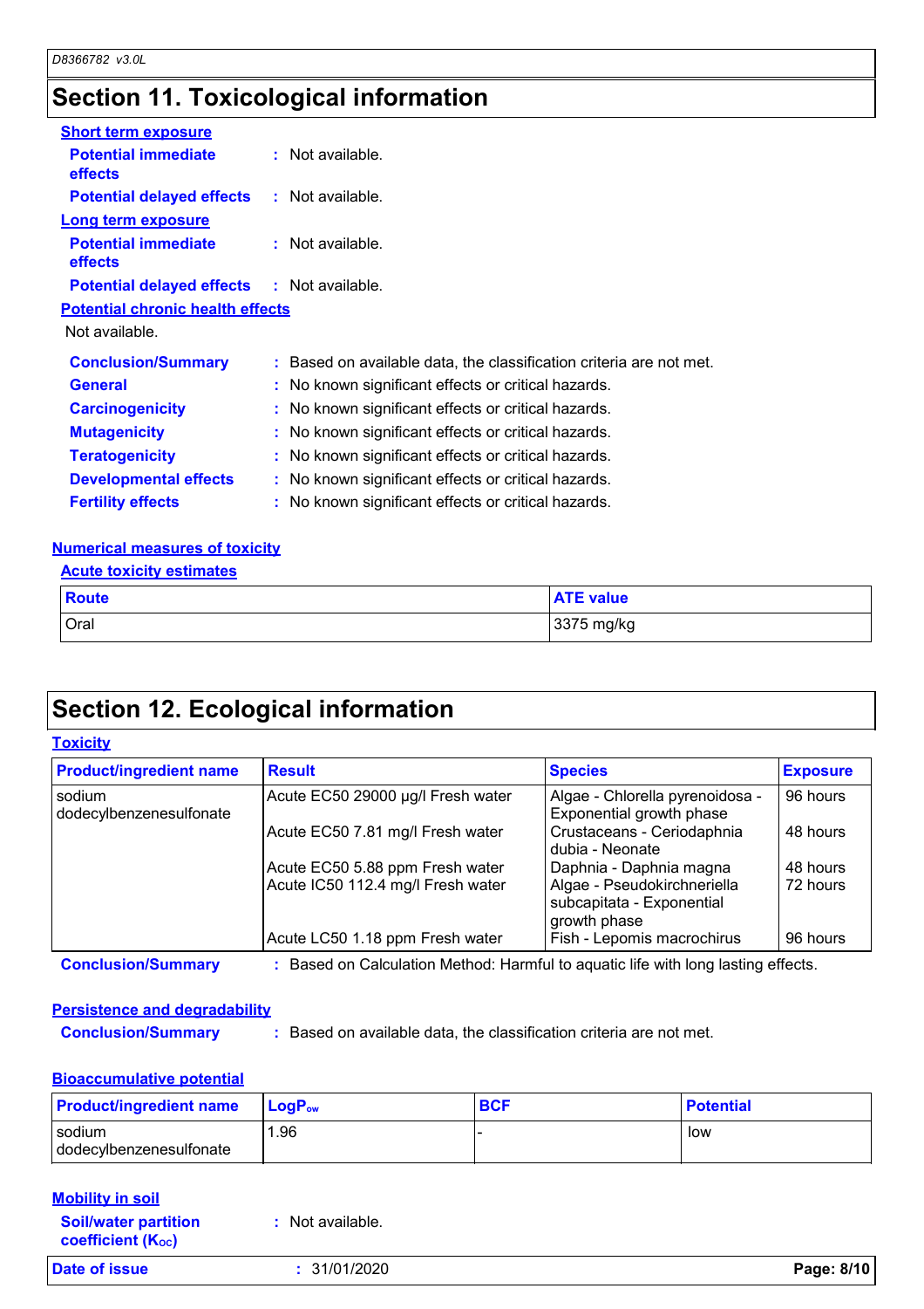## Section 11. Toxicological information

**Short term exposure**

**Potential immediate effects** : Not available.

**Potential delayed effects** : Not available.

**Long term exposure**

**Potential immediate effects** : Not available.

**Potential delayed effects** : Not available.

**Potential chronic health effects**

Not available.

**Conclusion/Summary** : Based on available data, the classification criteria are not met.

**General** : No known significant effects or critical hazards.

**Carcinogenicity** : No known significant effects or critical hazards.

**Mutagenicity** : No known significant effects or critical hazards.

**Teratogenicity** : No known significant effects or critical hazards.

**Developmental effects** : No known significant effects or critical hazards.

**Fertility effects** : No known significant effects or critical hazards.

**Numerical measures of toxicity**

**Acute toxicity estimates**

| Route | ATE value |
|---|---|
| Oral | 3375 mg/kg |

## Section 12. Ecological information

**Toxicity**

| Product/ingredient name | Result | Species | Exposure |
|---|---|---|---|
| sodium dodecylbenzenesulfonate | Acute EC50 29000 µg/l Fresh water | Algae - Chlorella pyrenoidosa - Exponential growth phase | 96 hours |
| | Acute EC50 7.81 mg/l Fresh water | Crustaceans - Ceriodaphnia dubia - Neonate | 48 hours |
| | Acute EC50 5.88 ppm Fresh water | Daphnia - Daphnia magna | 48 hours |
| | Acute IC50 112.4 mg/l Fresh water | Algae - Pseudokirchneriella subcapitata - Exponential growth phase | 72 hours |
| | Acute LC50 1.18 ppm Fresh water | Fish - Lepomis macrochirus | 96 hours |

**Conclusion/Summary** : Based on Calculation Method: Harmful to aquatic life with long lasting effects.

**Persistence and degradability**

**Conclusion/Summary** : Based on available data, the classification criteria are not met.

**Bioaccumulative potential**

| Product/ingredient name | $LogP_{ow}$ | BCF | Potential |
|---|---|---|---|
| sodium dodecylbenzenesulfonate | 1.96 | - | low |

**Mobility in soil**

**Soil/water partition coefficient ($K_{OC}$)** : Not available.

**Date of issue** : 31/01/2020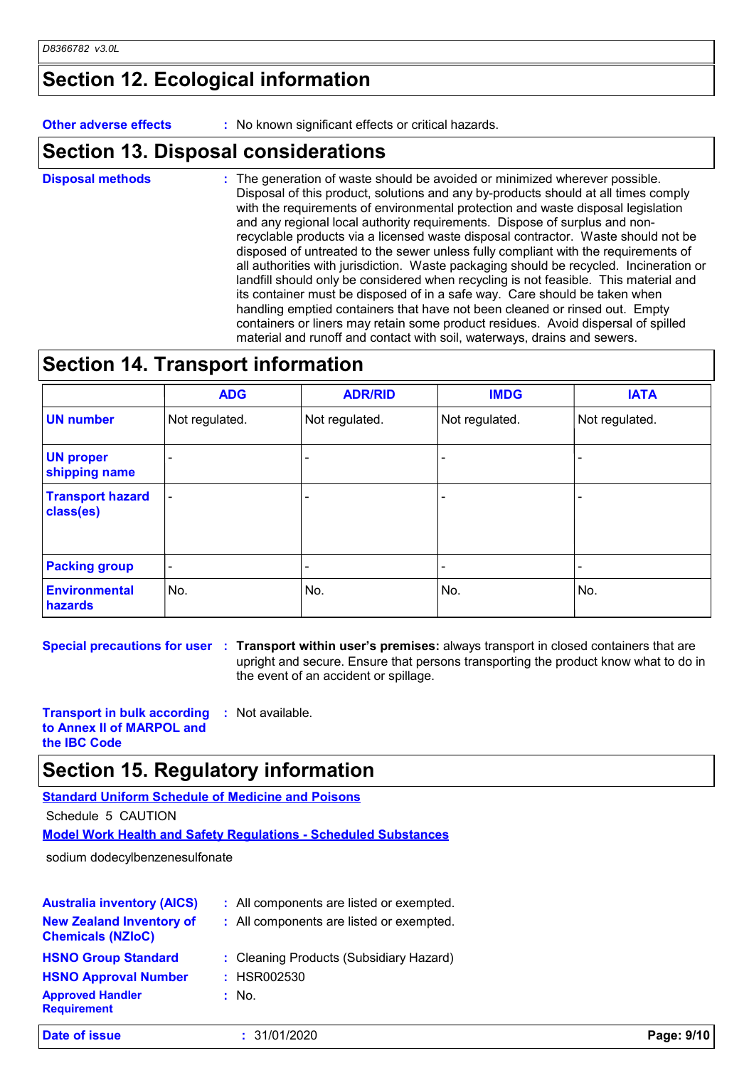## Section 12. Ecological information

**Other adverse effects** : No known significant effects or critical hazards.

## Section 13. Disposal considerations

**Disposal methods** : The generation of waste should be avoided or minimized wherever possible. Disposal of this product, solutions and any by-products should at all times comply with the requirements of environmental protection and waste disposal legislation and any regional local authority requirements. Dispose of surplus and non-recyclable products via a licensed waste disposal contractor. Waste should not be disposed of untreated to the sewer unless fully compliant with the requirements of all authorities with jurisdiction. Waste packaging should be recycled. Incineration or landfill should only be considered when recycling is not feasible. This material and its container must be disposed of in a safe way. Care should be taken when handling emptied containers that have not been cleaned or rinsed out. Empty containers or liners may retain some product residues. Avoid dispersal of spilled material and runoff and contact with soil, waterways, drains and sewers.

## Section 14. Transport information

| | ADG | ADR/RID | IMDG | IATA |
|---|---|---|---|---|
| UN number | Not regulated. | Not regulated. | Not regulated. | Not regulated. |
| UN proper shipping name | - | - | - | - |
| Transport hazard class(es) | - | - | - | - |
| Packing group | - | - | - | - |
| Environmental hazards | No. | No. | No. | No. |

**Special precautions for user** : **Transport within user's premises:** always transport in closed containers that are upright and secure. Ensure that persons transporting the product know what to do in the event of an accident or spillage.

**Transport in bulk according to Annex II of MARPOL and the IBC Code** : Not available.

## Section 15. Regulatory information

**Standard Uniform Schedule of Medicine and Poisons**

Schedule 5 CAUTION

**Model Work Health and Safety Regulations - Scheduled Substances**

sodium dodecylbenzenesulfonate

**Australia inventory (AICS)** : All components are listed or exempted.

**New Zealand Inventory of Chemicals (NZIoC)** : All components are listed or exempted.

**HSNO Group Standard** : Cleaning Products (Subsidiary Hazard)

**HSNO Approval Number** : HSR002530

**Approved Handler Requirement** : No.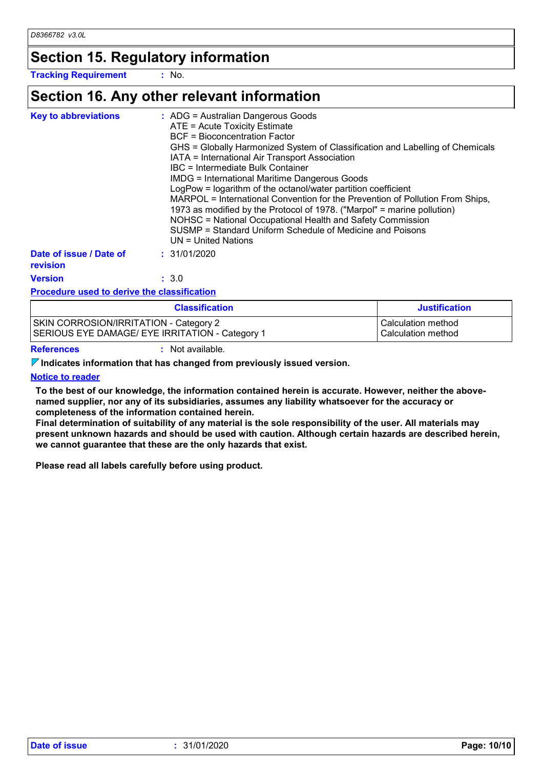## Section 15. Regulatory information

**Tracking Requirement** : No.

## Section 16. Any other relevant information

**Key to abbreviations** : ADG = Australian Dangerous Goods
ATE = Acute Toxicity Estimate
BCF = Bioconcentration Factor
GHS = Globally Harmonized System of Classification and Labelling of Chemicals
IATA = International Air Transport Association
IBC = Intermediate Bulk Container
IMDG = International Maritime Dangerous Goods
LogPow = logarithm of the octanol/water partition coefficient
MARPOL = International Convention for the Prevention of Pollution From Ships, 1973 as modified by the Protocol of 1978. ("Marpol" = marine pollution)
NOHSC = National Occupational Health and Safety Commission
SUSMP = Standard Uniform Schedule of Medicine and Poisons
UN = United Nations

**Date of issue / Date of revision** : 31/01/2020

**Version** : 3.0

**Procedure used to derive the classification**

| Classification | Justification |
|---|---|
| SKIN CORROSION/IRRITATION - Category 2 | Calculation method |
| SERIOUS EYE DAMAGE/ EYE IRRITATION - Category 1 | Calculation method |

**References** : Not available.

**Indicates information that has changed from previously issued version.**

**Notice to reader**

**To the best of our knowledge, the information contained herein is accurate. However, neither the above-named supplier, nor any of its subsidiaries, assumes any liability whatsoever for the accuracy or completeness of the information contained herein.**
**Final determination of suitability of any material is the sole responsibility of the user. All materials may present unknown hazards and should be used with caution. Although certain hazards are described herein, we cannot guarantee that these are the only hazards that exist.**

**Please read all labels carefully before using product.**